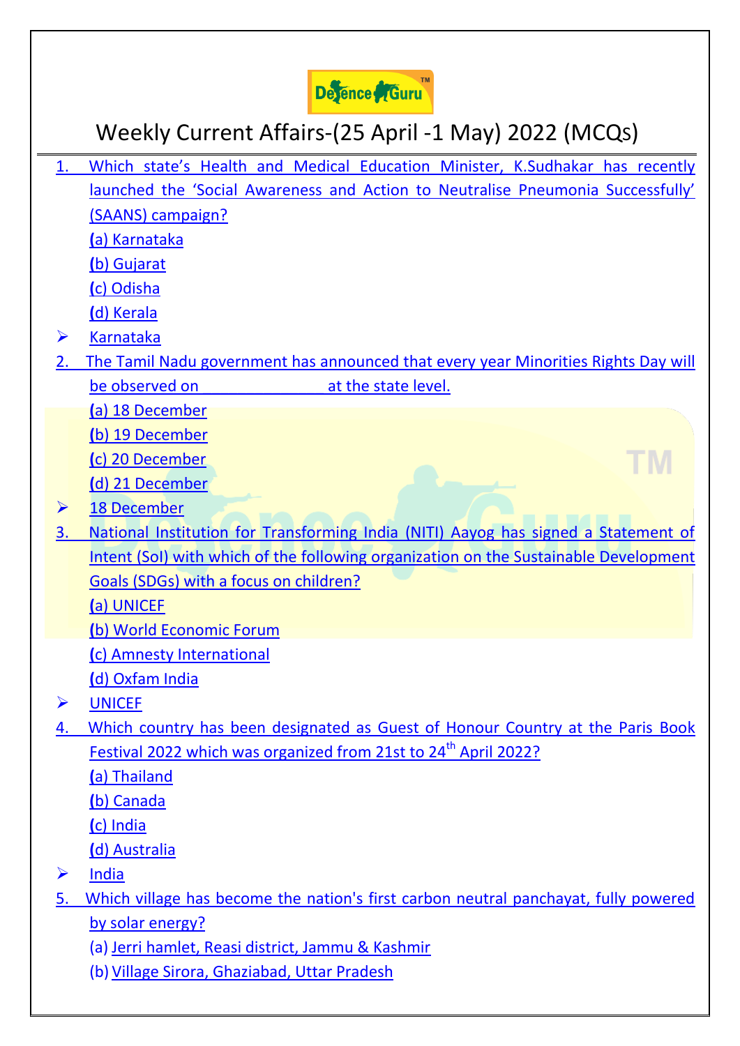# Weekly Current Affairs-(25 April -1 May) 2022 (MCQs)

1. Which state's Health and Medical Education Minister, K.Sudhakar has recently launched the 'Social Awareness and Action to Neutralise Pneumonia Successfully' (SAANS) campaign?

   (a) Karnataka

   (b) Gujarat

   (c) Odisha

   (d) Kerala

- Karnataka

2. The Tamil Nadu government has announced that every year Minorities Rights Day will be observed on ______________ at the state level.

   (a) 18 December

   (b) 19 December

   (c) 20 December

   (d) 21 December

- 18 December

3. National Institution for Transforming India (NITI) Aayog has signed a Statement of Intent (SoI) with which of the following organization on the Sustainable Development Goals (SDGs) with a focus on children?

   (a) UNICEF

   (b) World Economic Forum

   (c) Amnesty International

   (d) Oxfam India

- UNICEF

4. Which country has been designated as Guest of Honour Country at the Paris Book Festival 2022 which was organized from 21st to 24th April 2022?

   (a) Thailand

   (b) Canada

   (c) India

   (d) Australia

- India

5. Which village has become the nation's first carbon neutral panchayat, fully powered by solar energy?

   (a) Jerri hamlet, Reasi district, Jammu & Kashmir

   (b) Village Sirora, Ghaziabad, Uttar Pradesh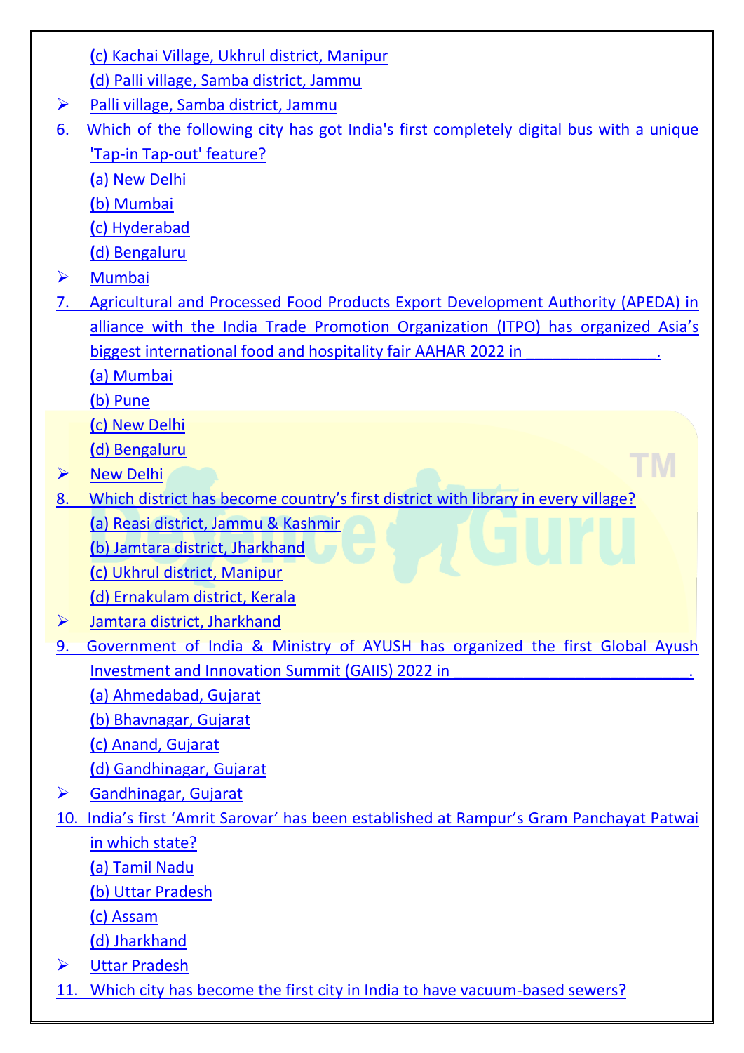(c) Kachai Village, Ukhrul district, Manipur

(d) Palli village, Samba district, Jammu

➢ Palli village, Samba district, Jammu

6. Which of the following city has got India's first completely digital bus with a unique 'Tap-in Tap-out' feature?

(a) New Delhi

(b) Mumbai

(c) Hyderabad

(d) Bengaluru

➢ Mumbai

7. Agricultural and Processed Food Products Export Development Authority (APEDA) in alliance with the India Trade Promotion Organization (ITPO) has organized Asia's biggest international food and hospitality fair AAHAR 2022 in ________________.

(a) Mumbai

(b) Pune

(c) New Delhi

(d) Bengaluru

➢ New Delhi

8. Which district has become country's first district with library in every village?

(a) Reasi district, Jammu & Kashmir

(b) Jamtara district, Jharkhand

(c) Ukhrul district, Manipur

(d) Ernakulam district, Kerala

➢ Jamtara district, Jharkhand

9. Government of India & Ministry of AYUSH has organized the first Global Ayush Investment and Innovation Summit (GAIIS) 2022 in ____________________________.

(a) Ahmedabad, Gujarat

(b) Bhavnagar, Gujarat

(c) Anand, Gujarat

(d) Gandhinagar, Gujarat

➢ Gandhinagar, Gujarat

10. India's first 'Amrit Sarovar' has been established at Rampur's Gram Panchayat Patwai in which state?

(a) Tamil Nadu

(b) Uttar Pradesh

(c) Assam

(d) Jharkhand

➢ Uttar Pradesh

11. Which city has become the first city in India to have vacuum-based sewers?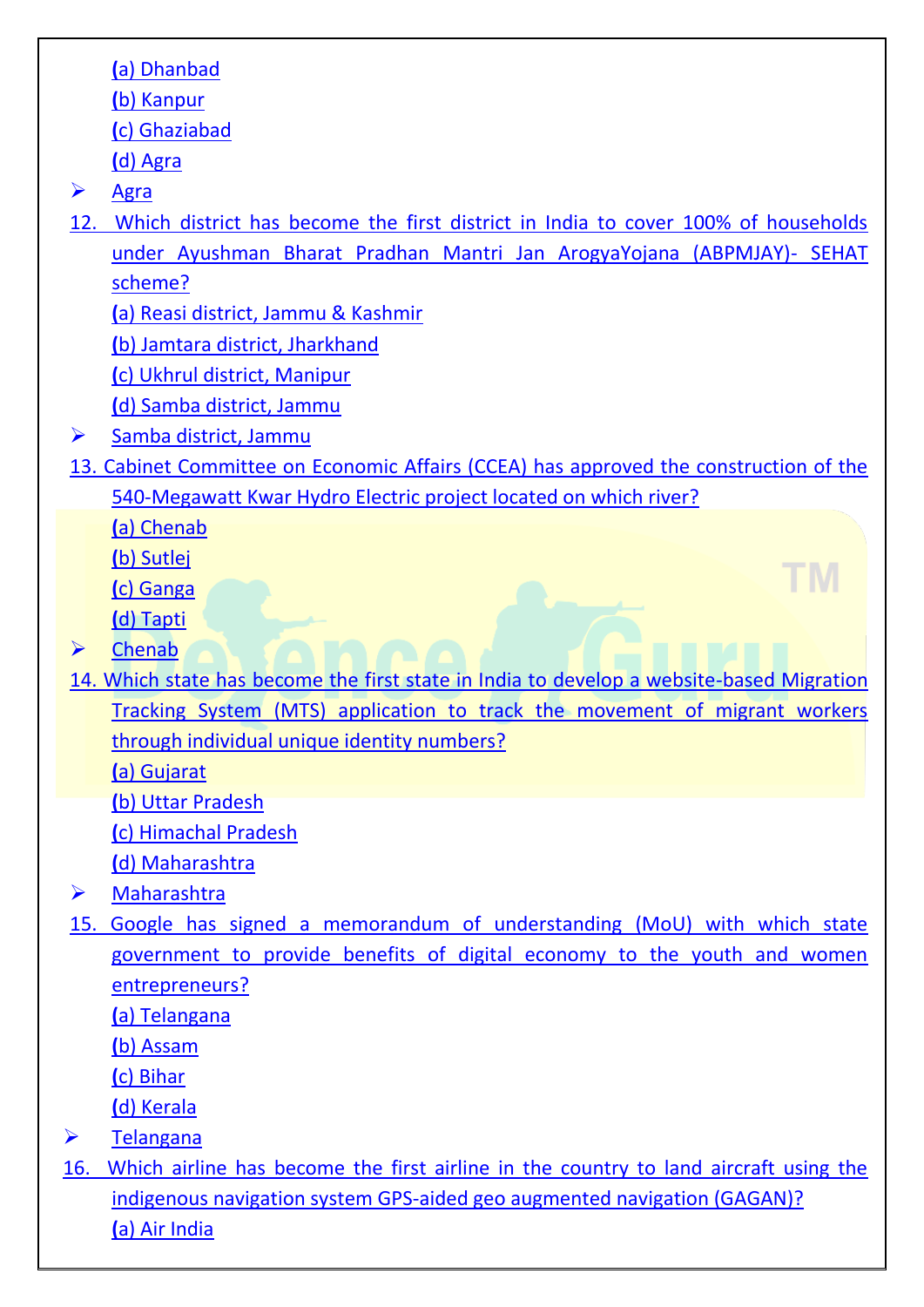(a) Dhanbad

(b) Kanpur

(c) Ghaziabad

(d) Agra

- Agra

12. Which district has become the first district in India to cover 100% of households under Ayushman Bharat Pradhan Mantri Jan ArogyaYojana (ABPMJAY)- SEHAT scheme?

(a) Reasi district, Jammu & Kashmir

(b) Jamtara district, Jharkhand

(c) Ukhrul district, Manipur

(d) Samba district, Jammu

- Samba district, Jammu

13. Cabinet Committee on Economic Affairs (CCEA) has approved the construction of the 540-Megawatt Kwar Hydro Electric project located on which river?

(a) Chenab

(b) Sutlej

(c) Ganga

(d) Tapti

- Chenab

14. Which state has become the first state in India to develop a website-based Migration Tracking System (MTS) application to track the movement of migrant workers through individual unique identity numbers?

(a) Gujarat

(b) Uttar Pradesh

(c) Himachal Pradesh

(d) Maharashtra

- Maharashtra

15. Google has signed a memorandum of understanding (MoU) with which state government to provide benefits of digital economy to the youth and women entrepreneurs?

(a) Telangana

(b) Assam

(c) Bihar

(d) Kerala

- Telangana

16. Which airline has become the first airline in the country to land aircraft using the indigenous navigation system GPS-aided geo augmented navigation (GAGAN)?

(a) Air India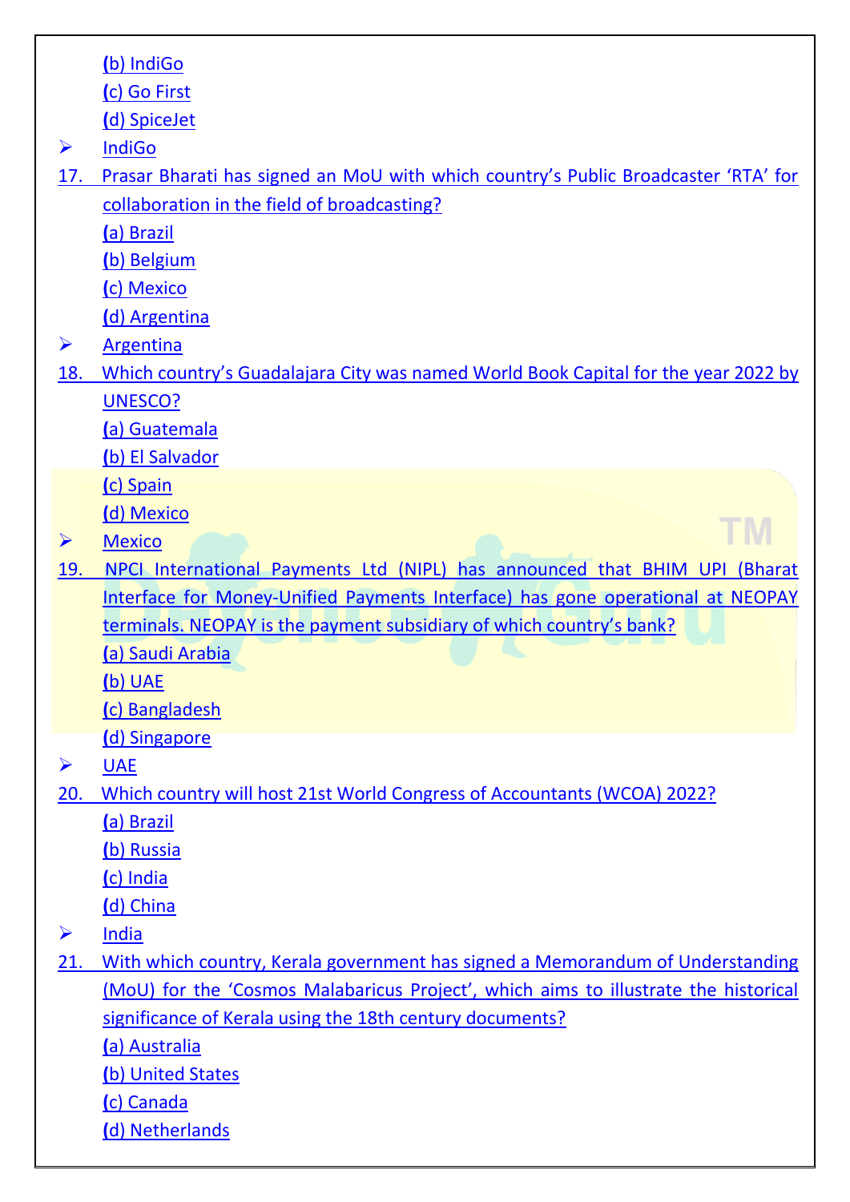(b) IndiGo

(c) Go First

(d) SpiceJet

- IndiGo

17. Prasar Bharati has signed an MoU with which country's Public Broadcaster 'RTA' for collaboration in the field of broadcasting?

    (a) Brazil

    (b) Belgium

    (c) Mexico

    (d) Argentina

- Argentina

18. Which country's Guadalajara City was named World Book Capital for the year 2022 by UNESCO?

    (a) Guatemala

    (b) El Salvador

    (c) Spain

    (d) Mexico

- Mexico

19. NPCI International Payments Ltd (NIPL) has announced that BHIM UPI (Bharat Interface for Money-Unified Payments Interface) has gone operational at NEOPAY terminals. NEOPAY is the payment subsidiary of which country's bank?

    (a) Saudi Arabia

    (b) UAE

    (c) Bangladesh

    (d) Singapore

- UAE

20. Which country will host 21st World Congress of Accountants (WCOA) 2022?

    (a) Brazil

    (b) Russia

    (c) India

    (d) China

- India

21. With which country, Kerala government has signed a Memorandum of Understanding (MoU) for the 'Cosmos Malabaricus Project', which aims to illustrate the historical significance of Kerala using the 18th century documents?

    (a) Australia

    (b) United States

    (c) Canada

    (d) Netherlands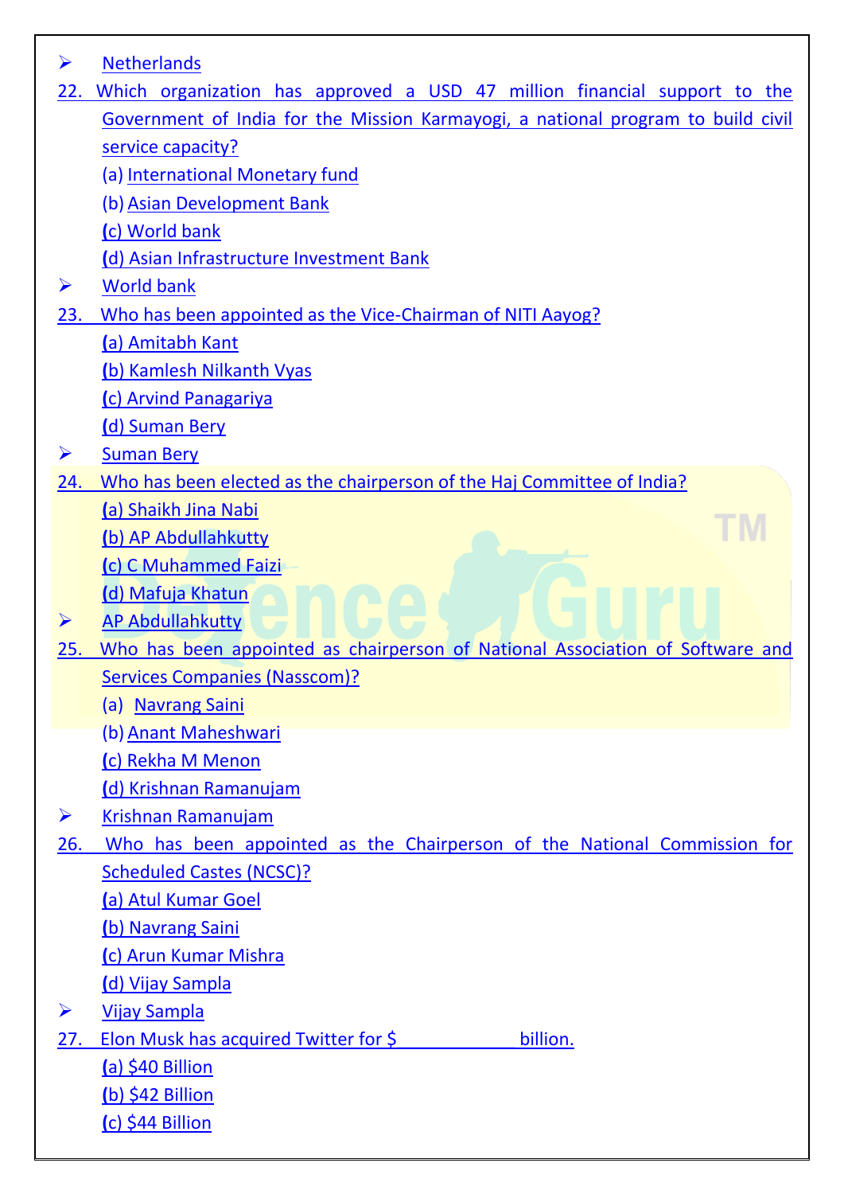- ➢ Netherlands

22. Which organization has approved a USD 47 million financial support to the Government of India for the Mission Karmayogi, a national program to build civil service capacity?

    (a) International Monetary fund

    (b) Asian Development Bank

    (c) World bank

    (d) Asian Infrastructure Investment Bank

- ➢ World bank

23. Who has been appointed as the Vice-Chairman of NITI Aayog?

    (a) Amitabh Kant

    (b) Kamlesh Nilkanth Vyas

    (c) Arvind Panagariya

    (d) Suman Bery

- ➢ Suman Bery

24. Who has been elected as the chairperson of the Haj Committee of India?

    (a) Shaikh Jina Nabi

    (b) AP Abdullahkutty

    (c) C Muhammed Faizi

    (d) Mafuja Khatun

- ➢ AP Abdullahkutty

25. Who has been appointed as chairperson of National Association of Software and Services Companies (Nasscom)?

    (a) Navrang Saini

    (b) Anant Maheshwari

    (c) Rekha M Menon

    (d) Krishnan Ramanujam

- ➢ Krishnan Ramanujam

26. Who has been appointed as the Chairperson of the National Commission for Scheduled Castes (NCSC)?

    (a) Atul Kumar Goel

    (b) Navrang Saini

    (c) Arun Kumar Mishra

    (d) Vijay Sampla

- ➢ Vijay Sampla

27. Elon Musk has acquired Twitter for $__________ billion.

    (a) $40 Billion

    (b) $42 Billion

    (c) $44 Billion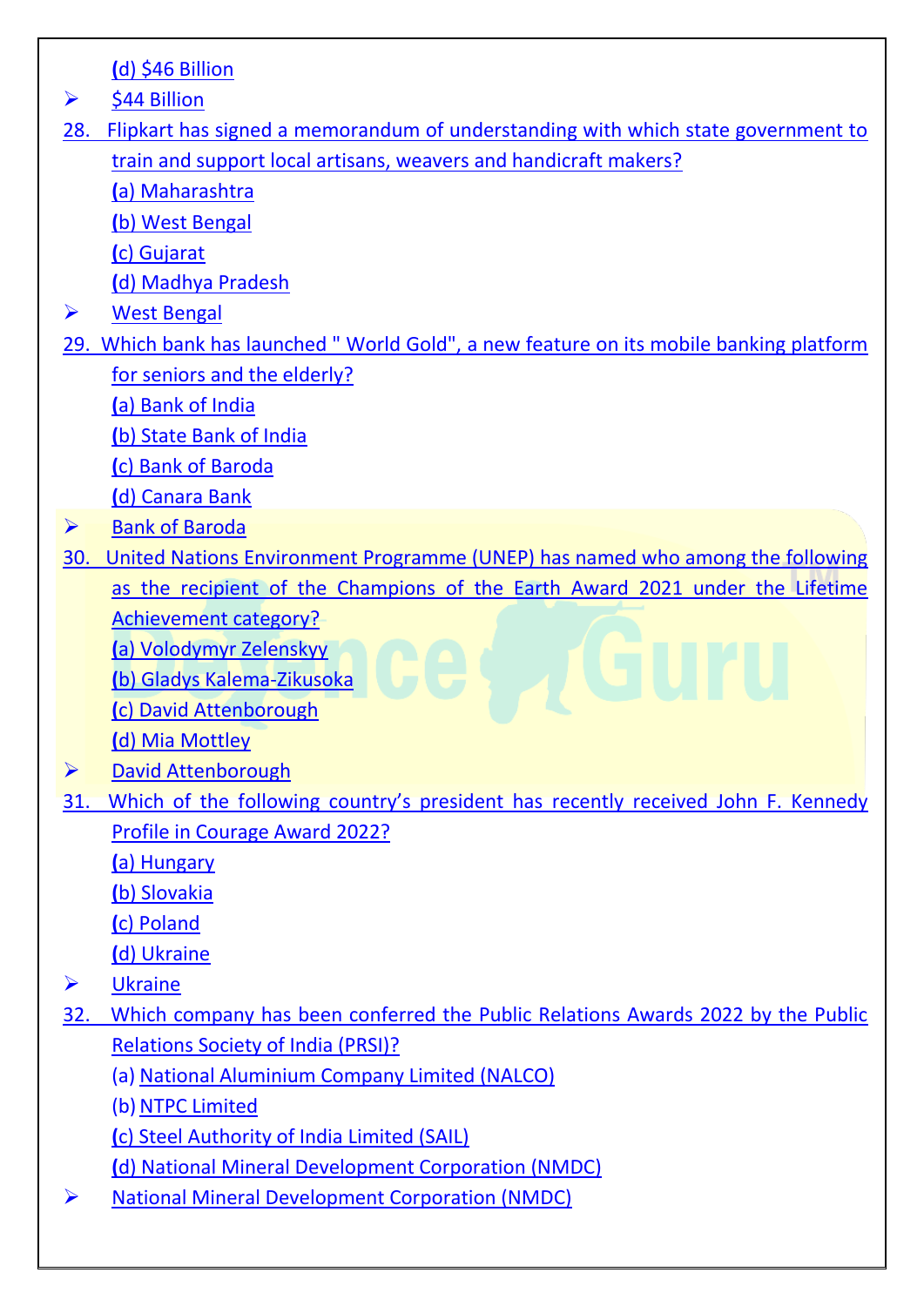(d) $46 Billion

- $44 Billion

28. Flipkart has signed a memorandum of understanding with which state government to train and support local artisans, weavers and handicraft makers?

    (a) Maharashtra

    (b) West Bengal

    (c) Gujarat

    (d) Madhya Pradesh

- West Bengal

29. Which bank has launched " World Gold", a new feature on its mobile banking platform for seniors and the elderly?

    (a) Bank of India

    (b) State Bank of India

    (c) Bank of Baroda

    (d) Canara Bank

- Bank of Baroda

30. United Nations Environment Programme (UNEP) has named who among the following as the recipient of the Champions of the Earth Award 2021 under the Lifetime Achievement category?

    (a) Volodymyr Zelenskyy

    (b) Gladys Kalema-Zikusoka

    (c) David Attenborough

    (d) Mia Mottley

- David Attenborough

31. Which of the following country's president has recently received John F. Kennedy Profile in Courage Award 2022?

    (a) Hungary

    (b) Slovakia

    (c) Poland

    (d) Ukraine

- Ukraine

32. Which company has been conferred the Public Relations Awards 2022 by the Public Relations Society of India (PRSI)?

    (a) National Aluminium Company Limited (NALCO)

    (b) NTPC Limited

    (c) Steel Authority of India Limited (SAIL)

    (d) National Mineral Development Corporation (NMDC)

- National Mineral Development Corporation (NMDC)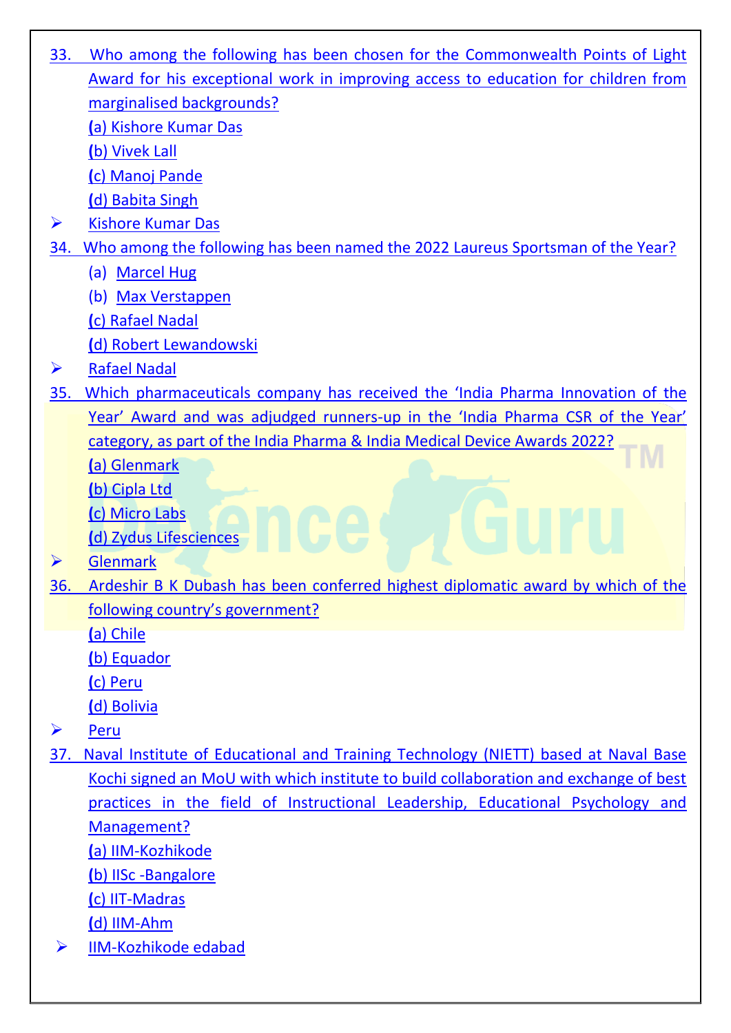33. Who among the following has been chosen for the Commonwealth Points of Light Award for his exceptional work in improving access to education for children from marginalised backgrounds?

(a) Kishore Kumar Das
(b) Vivek Lall
(c) Manoj Pande
(d) Babita Singh

➢ Kishore Kumar Das

34. Who among the following has been named the 2022 Laureus Sportsman of the Year?

(a) Marcel Hug
(b) Max Verstappen
(c) Rafael Nadal
(d) Robert Lewandowski

➢ Rafael Nadal

35. Which pharmaceuticals company has received the 'India Pharma Innovation of the Year' Award and was adjudged runners-up in the 'India Pharma CSR of the Year' category, as part of the India Pharma & India Medical Device Awards 2022?

(a) Glenmark
(b) Cipla Ltd
(c) Micro Labs
(d) Zydus Lifesciences

➢ Glenmark

36. Ardeshir B K Dubash has been conferred highest diplomatic award by which of the following country's government?

(a) Chile
(b) Equador
(c) Peru
(d) Bolivia

➢ Peru

37. Naval Institute of Educational and Training Technology (NIETT) based at Naval Base Kochi signed an MoU with which institute to build collaboration and exchange of best practices in the field of Instructional Leadership, Educational Psychology and Management?

(a) IIM-Kozhikode
(b) IISc -Bangalore
(c) IIT-Madras
(d) IIM-Ahm

➢ IIM-Kozhikode edabad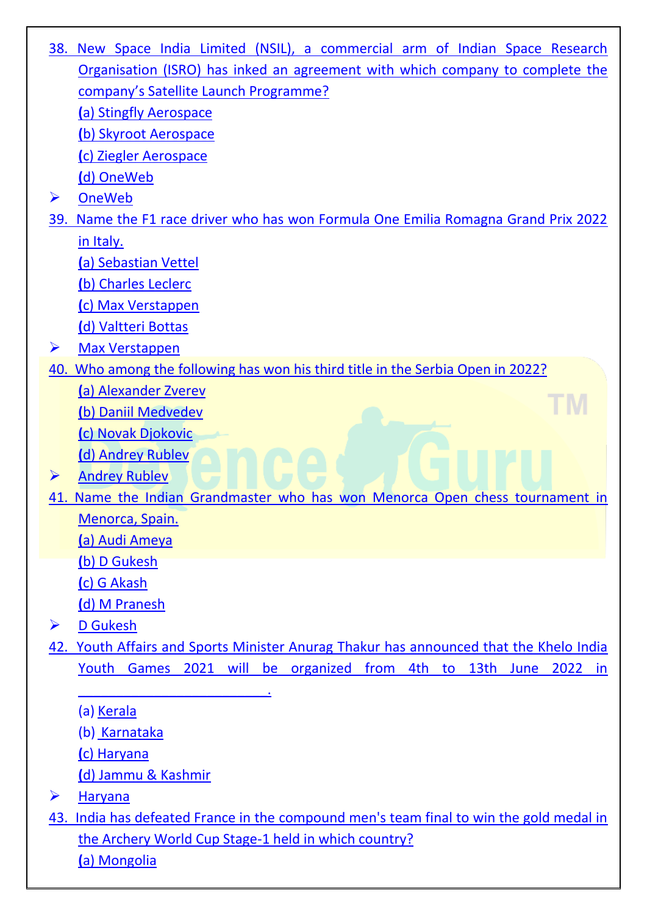38. New Space India Limited (NSIL), a commercial arm of Indian Space Research Organisation (ISRO) has inked an agreement with which company to complete the company's Satellite Launch Programme?

(a) Stingfly Aerospace
(b) Skyroot Aerospace
(c) Ziegler Aerospace
(d) OneWeb

- OneWeb

39. Name the F1 race driver who has won Formula One Emilia Romagna Grand Prix 2022 in Italy.

(a) Sebastian Vettel
(b) Charles Leclerc
(c) Max Verstappen
(d) Valtteri Bottas

- Max Verstappen

40. Who among the following has won his third title in the Serbia Open in 2022?

(a) Alexander Zverev
(b) Daniil Medvedev
(c) Novak Djokovic
(d) Andrey Rublev

- Andrey Rublev

41. Name the Indian Grandmaster who has won Menorca Open chess tournament in Menorca, Spain.

(a) Audi Ameya
(b) D Gukesh
(c) G Akash
(d) M Pranesh

- D Gukesh

42. Youth Affairs and Sports Minister Anurag Thakur has announced that the Khelo India Youth Games 2021 will be organized from 4th to 13th June 2022 in ________________________.

(a) Kerala
(b) Karnataka
(c) Haryana
(d) Jammu & Kashmir

- Haryana

43. India has defeated France in the compound men's team final to win the gold medal in the Archery World Cup Stage-1 held in which country?

(a) Mongolia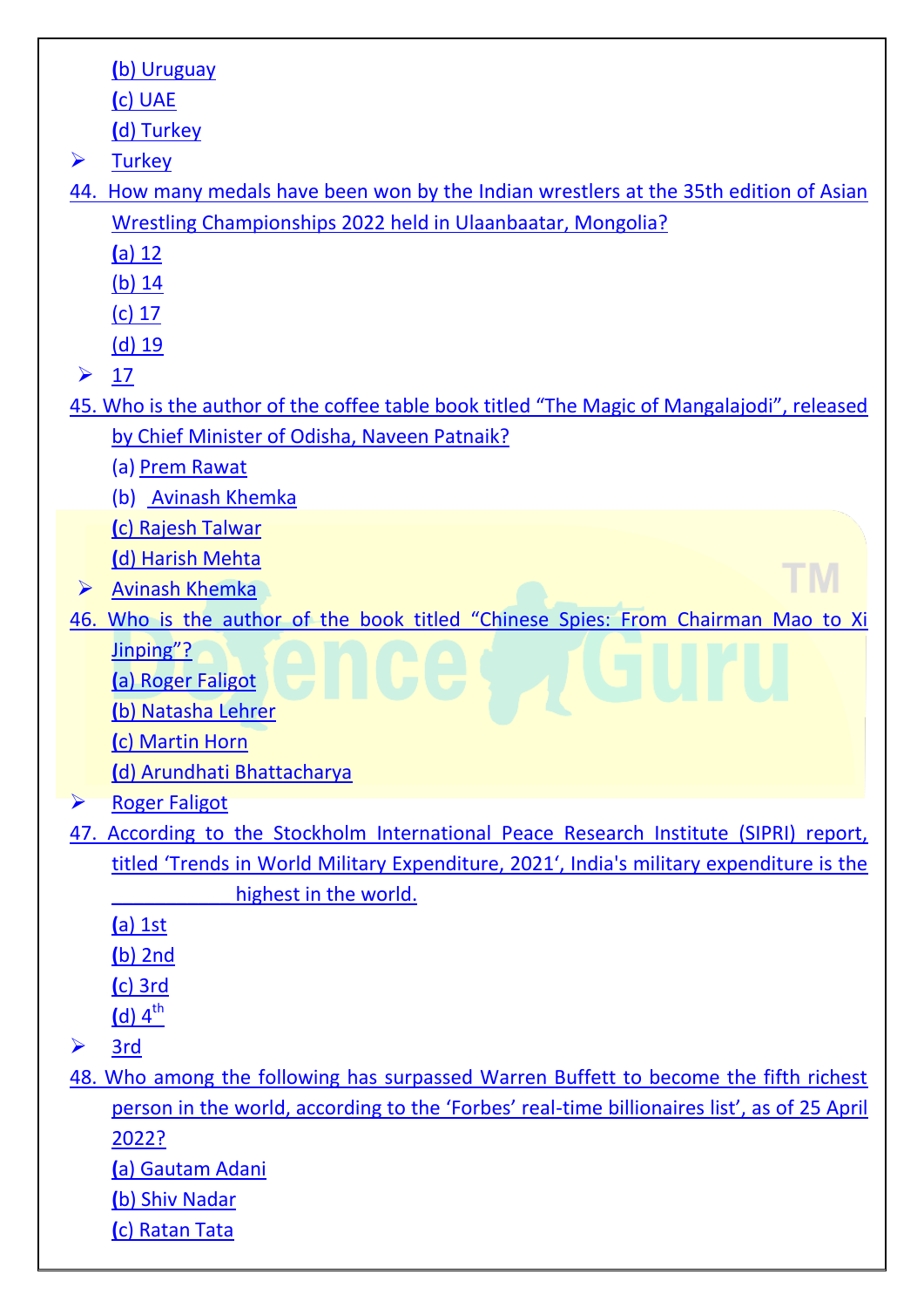(b) Uruguay

(c) UAE

(d) Turkey

- Turkey

44. How many medals have been won by the Indian wrestlers at the 35th edition of Asian Wrestling Championships 2022 held in Ulaanbaatar, Mongolia?

(a) 12

(b) 14

(c) 17

(d) 19

- 17

45. Who is the author of the coffee table book titled "The Magic of Mangalajodi", released by Chief Minister of Odisha, Naveen Patnaik?

(a) Prem Rawat

(b) Avinash Khemka

(c) Rajesh Talwar

(d) Harish Mehta

- Avinash Khemka

46. Who is the author of the book titled "Chinese Spies: From Chairman Mao to Xi Jinping"?

(a) Roger Faligot

(b) Natasha Lehrer

(c) Martin Horn

(d) Arundhati Bhattacharya

- Roger Faligot

47. According to the Stockholm International Peace Research Institute (SIPRI) report, titled 'Trends in World Military Expenditure, 2021', India's military expenditure is the ____________ highest in the world.

(a) 1st

(b) 2nd

(c) 3rd

(d) 4th

- 3rd

48. Who among the following has surpassed Warren Buffett to become the fifth richest person in the world, according to the 'Forbes' real-time billionaires list', as of 25 April 2022?

(a) Gautam Adani

(b) Shiv Nadar

(c) Ratan Tata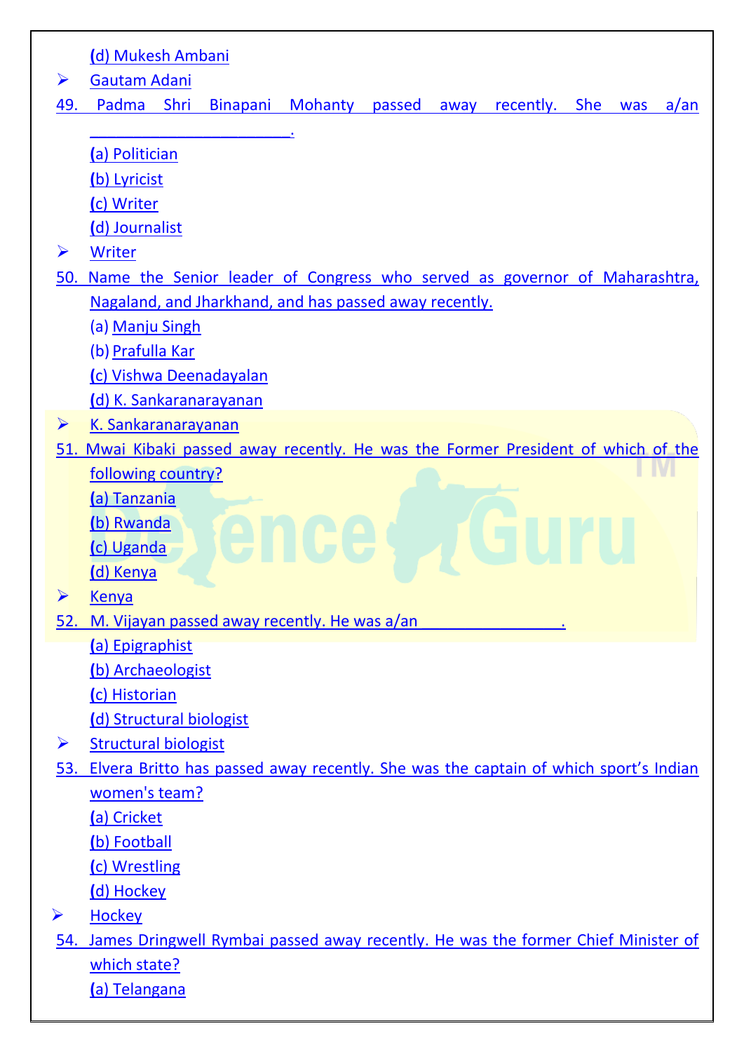(d) Mukesh Ambani

- Gautam Adani

49. Padma Shri Binapani Mohanty passed away recently. She was a/an ________________________.

(a) Politician

(b) Lyricist

(c) Writer

(d) Journalist

- Writer

50. Name the Senior leader of Congress who served as governor of Maharashtra, Nagaland, and Jharkhand, and has passed away recently.

(a) Manju Singh

(b) Prafulla Kar

(c) Vishwa Deenadayalan

(d) K. Sankaranarayanan

- K. Sankaranarayanan

51. Mwai Kibaki passed away recently. He was the Former President of which of the following country?

(a) Tanzania

(b) Rwanda

(c) Uganda

(d) Kenya

- Kenya

52. M. Vijayan passed away recently. He was a/an ________________.

(a) Epigraphist

(b) Archaeologist

(c) Historian

(d) Structural biologist

- Structural biologist

53. Elvera Britto has passed away recently. She was the captain of which sport's Indian women's team?

(a) Cricket

(b) Football

(c) Wrestling

(d) Hockey

- Hockey

54. James Dringwell Rymbai passed away recently. He was the former Chief Minister of which state?

(a) Telangana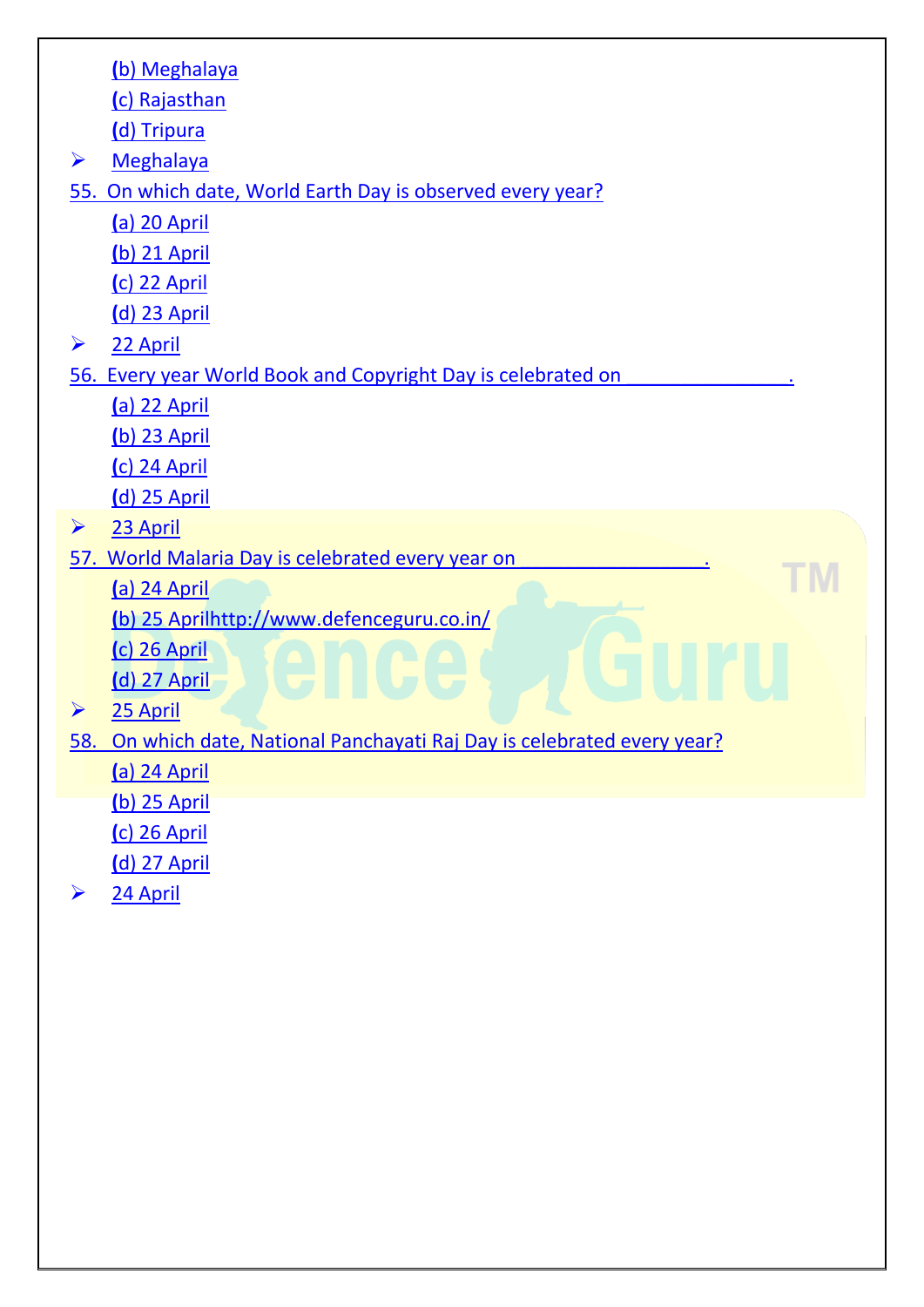(b) Meghalaya

(c) Rajasthan

(d) Tripura

➢ Meghalaya

55. On which date, World Earth Day is observed every year?

(a) 20 April

(b) 21 April

(c) 22 April

(d) 23 April

➢ 22 April

56. Every year World Book and Copyright Day is celebrated on ________________.

(a) 22 April

(b) 23 April

(c) 24 April

(d) 25 April

➢ 23 April

57. World Malaria Day is celebrated every year on __________________.

(a) 24 April

(b) 25 Aprilhttp://www.defenceguru.co.in/

(c) 26 April

(d) 27 April

➢ 25 April

58. On which date, National Panchayati Raj Day is celebrated every year?

(a) 24 April

(b) 25 April

(c) 26 April

(d) 27 April

➢ 24 April